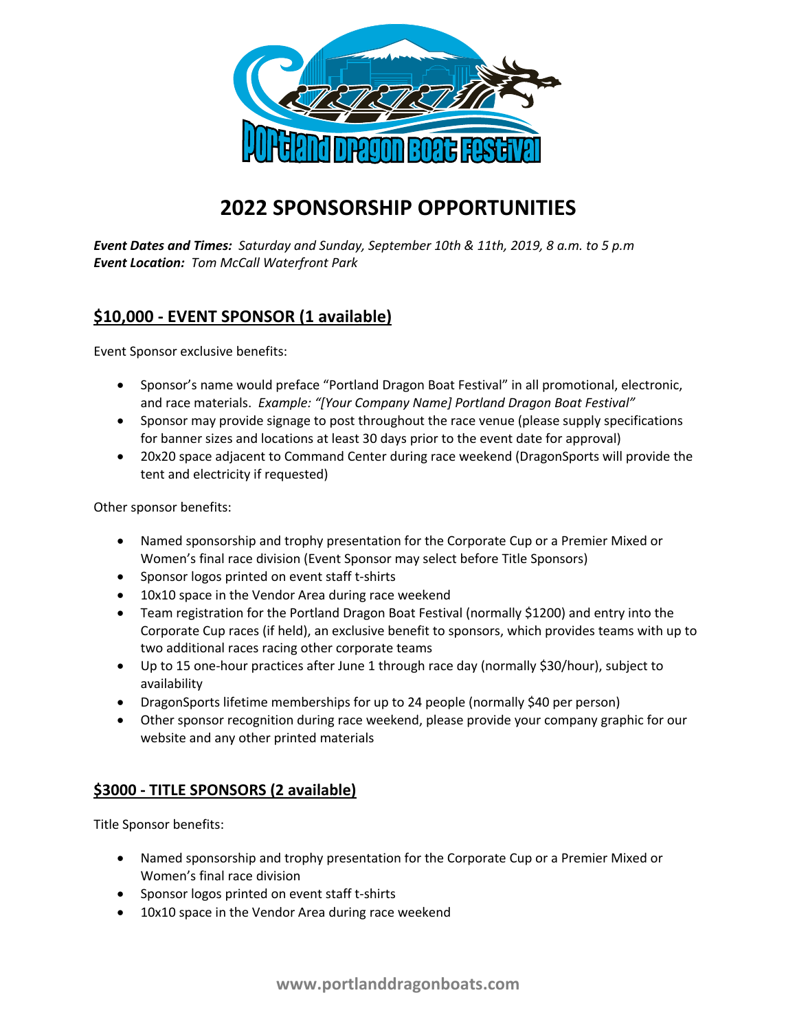# 2022 SPONSORSHIP OPPORTUNITIES

***Event Dates and Times:*** *Saturday and Sunday, September 10th & 11th, 2019, 8 a.m. to 5 p.m*
***Event Location:*** *Tom McCall Waterfront Park*

## $10,000 - EVENT SPONSOR (1 available)

Event Sponsor exclusive benefits:

- Sponsor's name would preface "Portland Dragon Boat Festival" in all promotional, electronic, and race materials. *Example: "[Your Company Name] Portland Dragon Boat Festival"*
- Sponsor may provide signage to post throughout the race venue (please supply specifications for banner sizes and locations at least 30 days prior to the event date for approval)
- 20x20 space adjacent to Command Center during race weekend (DragonSports will provide the tent and electricity if requested)

Other sponsor benefits:

- Named sponsorship and trophy presentation for the Corporate Cup or a Premier Mixed or Women's final race division (Event Sponsor may select before Title Sponsors)
- Sponsor logos printed on event staff t-shirts
- 10x10 space in the Vendor Area during race weekend
- Team registration for the Portland Dragon Boat Festival (normally $1200) and entry into the Corporate Cup races (if held), an exclusive benefit to sponsors, which provides teams with up to two additional races racing other corporate teams
- Up to 15 one-hour practices after June 1 through race day (normally $30/hour), subject to availability
- DragonSports lifetime memberships for up to 24 people (normally $40 per person)
- Other sponsor recognition during race weekend, please provide your company graphic for our website and any other printed materials

## $3000 - TITLE SPONSORS (2 available)

Title Sponsor benefits:

- Named sponsorship and trophy presentation for the Corporate Cup or a Premier Mixed or Women's final race division
- Sponsor logos printed on event staff t-shirts
- 10x10 space in the Vendor Area during race weekend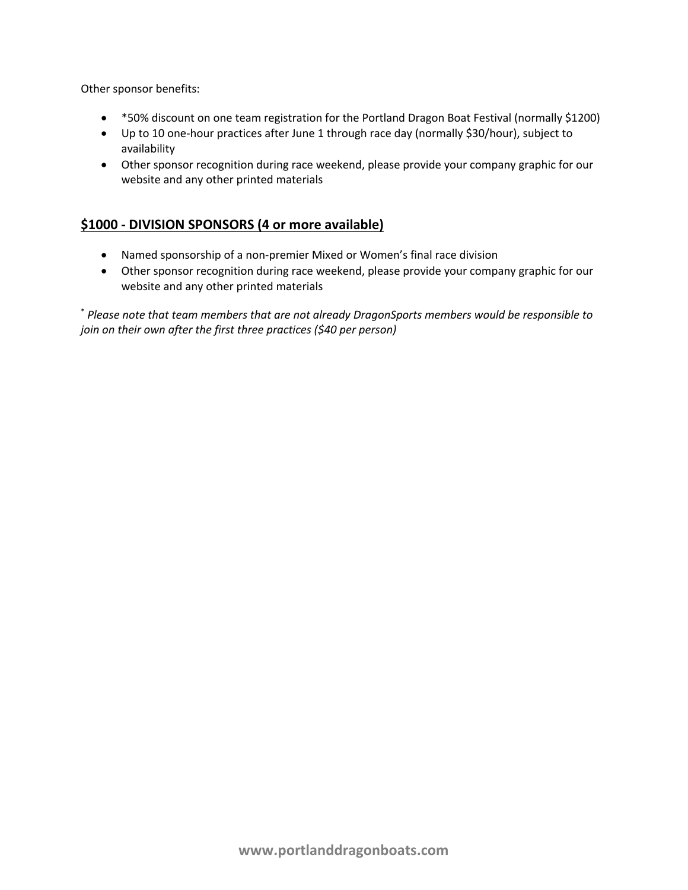Other sponsor benefits:

- *50% discount on one team registration for the Portland Dragon Boat Festival (normally $1200)
- Up to 10 one-hour practices after June 1 through race day (normally $30/hour), subject to availability
- Other sponsor recognition during race weekend, please provide your company graphic for our website and any other printed materials

## **$1000 - DIVISION SPONSORS (4 or more available)**

- Named sponsorship of a non-premier Mixed or Women's final race division
- Other sponsor recognition during race weekend, please provide your company graphic for our website and any other printed materials

*\* Please note that team members that are not already DragonSports members would be responsible to join on their own after the first three practices ($40 per person)*